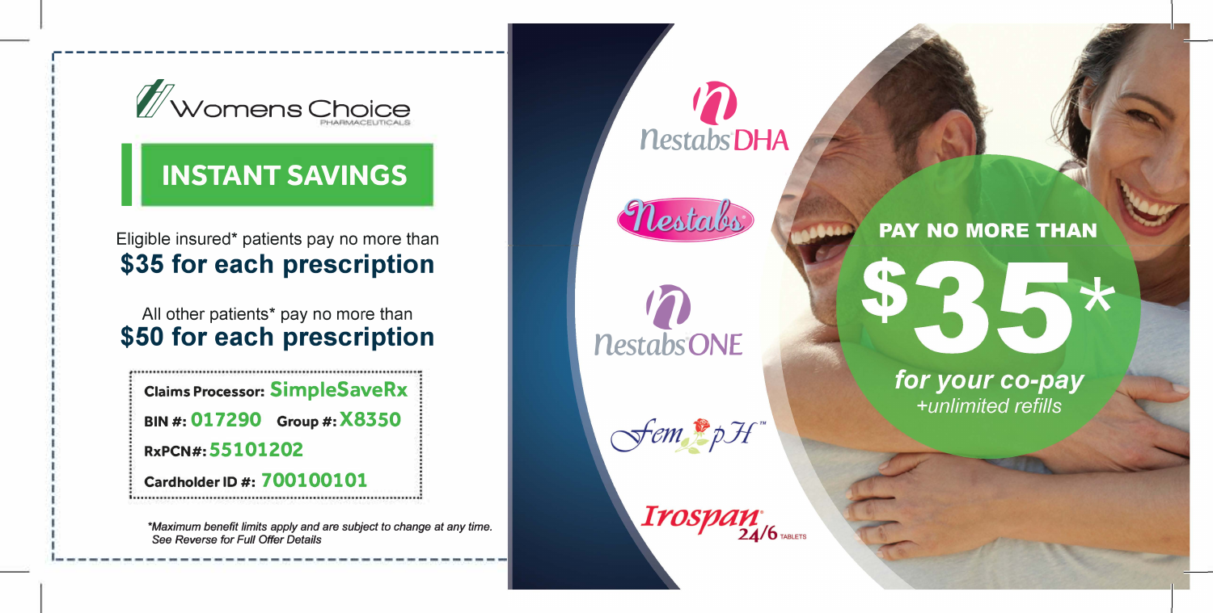Womens Choice
PHARMACEUTICALS

## INSTANT SAVINGS

Eligible insured* patients pay no more than
**$35 for each prescription**

All other patients* pay no more than
**$50 for each prescription**

**Claims Processor:** **SimpleSaveRx**
**BIN #:** **017290** **Group #:** **X8350**
**RxPCN#:** **55101202**
**Cardholder ID #:** **700100101**

*\*Maximum benefit limits apply and are subject to change at any time.*
*See Reverse for Full Offer Details*

Nestabs DHA

Nestabs

Nestabs ONE

Fem pH™

Irospan 24/6 TABLETS

**PAY NO MORE THAN**

# $35*

***for your co-pay***
*+unlimited refills*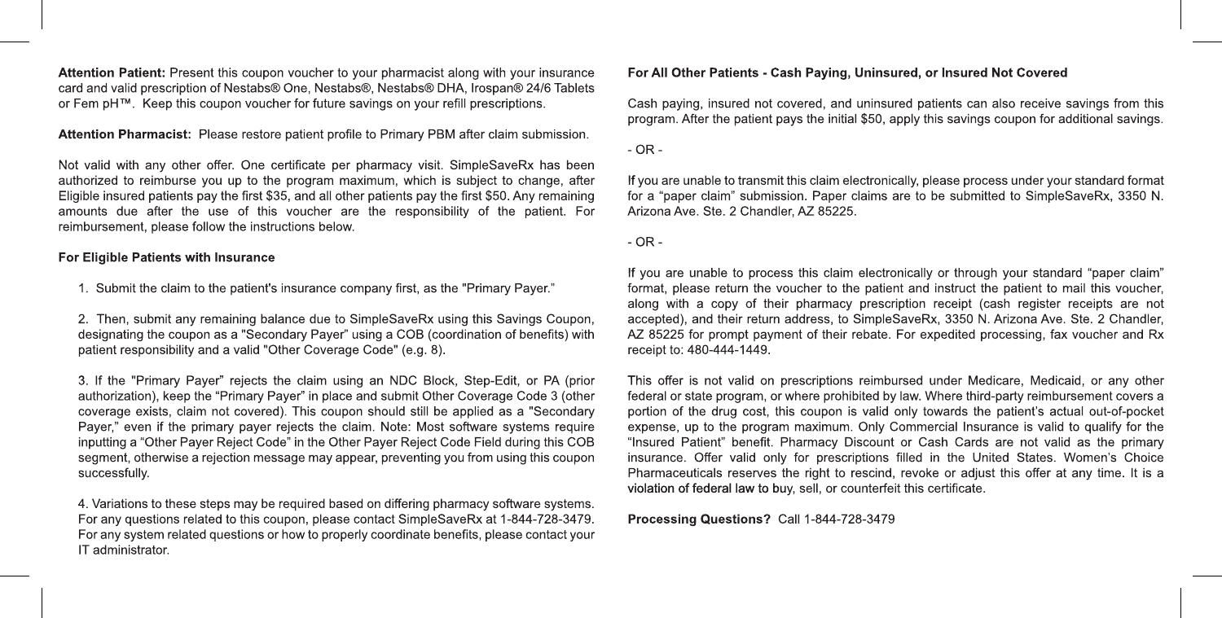**Attention Patient:** Present this coupon voucher to your pharmacist along with your insurance card and valid prescription of Nestabs® One, Nestabs®, Nestabs® DHA, Irospan® 24/6 Tablets or Fem pH™. Keep this coupon voucher for future savings on your refill prescriptions.

**Attention Pharmacist:** Please restore patient profile to Primary PBM after claim submission.

Not valid with any other offer. One certificate per pharmacy visit. SimpleSaveRx has been authorized to reimburse you up to the program maximum, which is subject to change, after Eligible insured patients pay the first $35, and all other patients pay the first $50. Any remaining amounts due after the use of this voucher are the responsibility of the patient. For reimbursement, please follow the instructions below.

**For Eligible Patients with Insurance**

1. Submit the claim to the patient's insurance company first, as the "Primary Payer."

2. Then, submit any remaining balance due to SimpleSaveRx using this Savings Coupon, designating the coupon as a "Secondary Payer" using a COB (coordination of benefits) with patient responsibility and a valid "Other Coverage Code" (e.g. 8).

3. If the "Primary Payer" rejects the claim using an NDC Block, Step-Edit, or PA (prior authorization), keep the "Primary Payer" in place and submit Other Coverage Code 3 (other coverage exists, claim not covered). This coupon should still be applied as a "Secondary Payer," even if the primary payer rejects the claim. Note: Most software systems require inputting a "Other Payer Reject Code" in the Other Payer Reject Code Field during this COB segment, otherwise a rejection message may appear, preventing you from using this coupon successfully.

4. Variations to these steps may be required based on differing pharmacy software systems. For any questions related to this coupon, please contact SimpleSaveRx at 1-844-728-3479. For any system related questions or how to properly coordinate benefits, please contact your IT administrator.

**For All Other Patients - Cash Paying, Uninsured, or Insured Not Covered**

Cash paying, insured not covered, and uninsured patients can also receive savings from this program. After the patient pays the initial $50, apply this savings coupon for additional savings.

\- OR -

If you are unable to transmit this claim electronically, please process under your standard format for a "paper claim" submission. Paper claims are to be submitted to SimpleSaveRx, 3350 N. Arizona Ave. Ste. 2 Chandler, AZ 85225.

\- OR -

If you are unable to process this claim electronically or through your standard "paper claim" format, please return the voucher to the patient and instruct the patient to mail this voucher, along with a copy of their pharmacy prescription receipt (cash register receipts are not accepted), and their return address, to SimpleSaveRx, 3350 N. Arizona Ave. Ste. 2 Chandler, AZ 85225 for prompt payment of their rebate. For expedited processing, fax voucher and Rx receipt to: 480-444-1449.

This offer is not valid on prescriptions reimbursed under Medicare, Medicaid, or any other federal or state program, or where prohibited by law. Where third-party reimbursement covers a portion of the drug cost, this coupon is valid only towards the patient's actual out-of-pocket expense, up to the program maximum. Only Commercial Insurance is valid to qualify for the "Insured Patient" benefit. Pharmacy Discount or Cash Cards are not valid as the primary insurance. Offer valid only for prescriptions filled in the United States. Women's Choice Pharmaceuticals reserves the right to rescind, revoke or adjust this offer at any time. It is a violation of federal law to buy, sell, or counterfeit this certificate.

**Processing Questions?** Call 1-844-728-3479